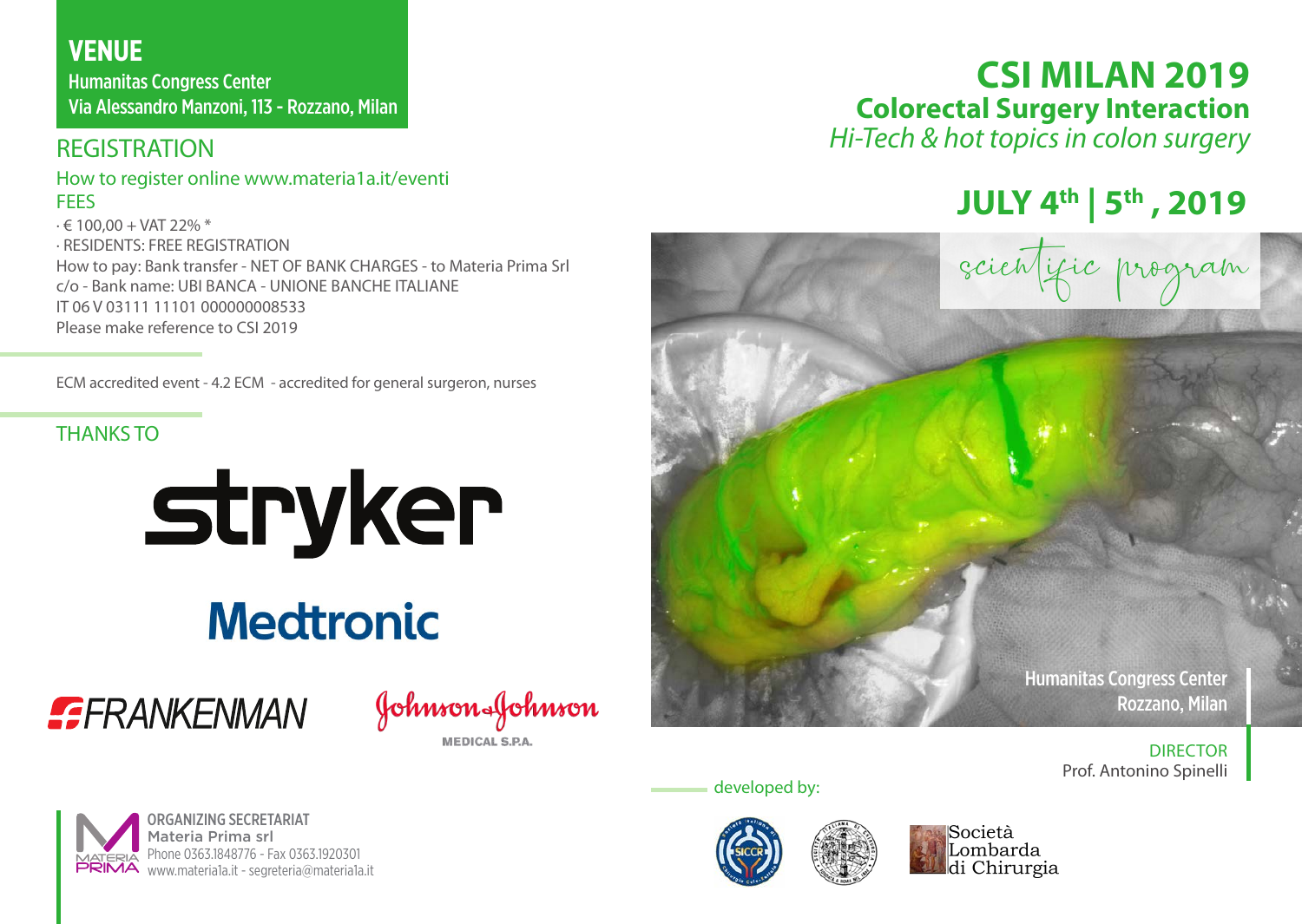## VENUE

Humanitas Congress Center
Via Alessandro Manzoni, 113 - Rozzano, Milan

## REGISTRATION

How to register online www.materia1a.it/eventi

FEES

· € 100,00 + VAT 22% *
· RESIDENTS: FREE REGISTRATION

How to pay: Bank transfer - NET OF BANK CHARGES - to Materia Prima Srl
c/o - Bank name: UBI BANCA - UNIONE BANCHE ITALIANE
IT 06 V 03111 11101 000000008533
Please make reference to CSI 2019

ECM accredited event - 4.2 ECM - accredited for general surgeron, nurses

THANKS TO

stryker

Medtronic

FRANKENMAN

Johnson & Johnson MEDICAL S.P.A.

ORGANIZING SECRETARIAT
Materia Prima srl
Phone 0363.1848776 - Fax 0363.1920301
www.materia1a.it - segreteria@materia1a.it

# CSI MILAN 2019

## Colorectal Surgery Interaction

*Hi-Tech & hot topics in colon surgery*

## JULY 4th | 5th , 2019

scientific program

Humanitas Congress Center
Rozzano, Milan

DIRECTOR
Prof. Antonino Spinelli

developed by:

SICCR

Società Lombarda di Chirurgia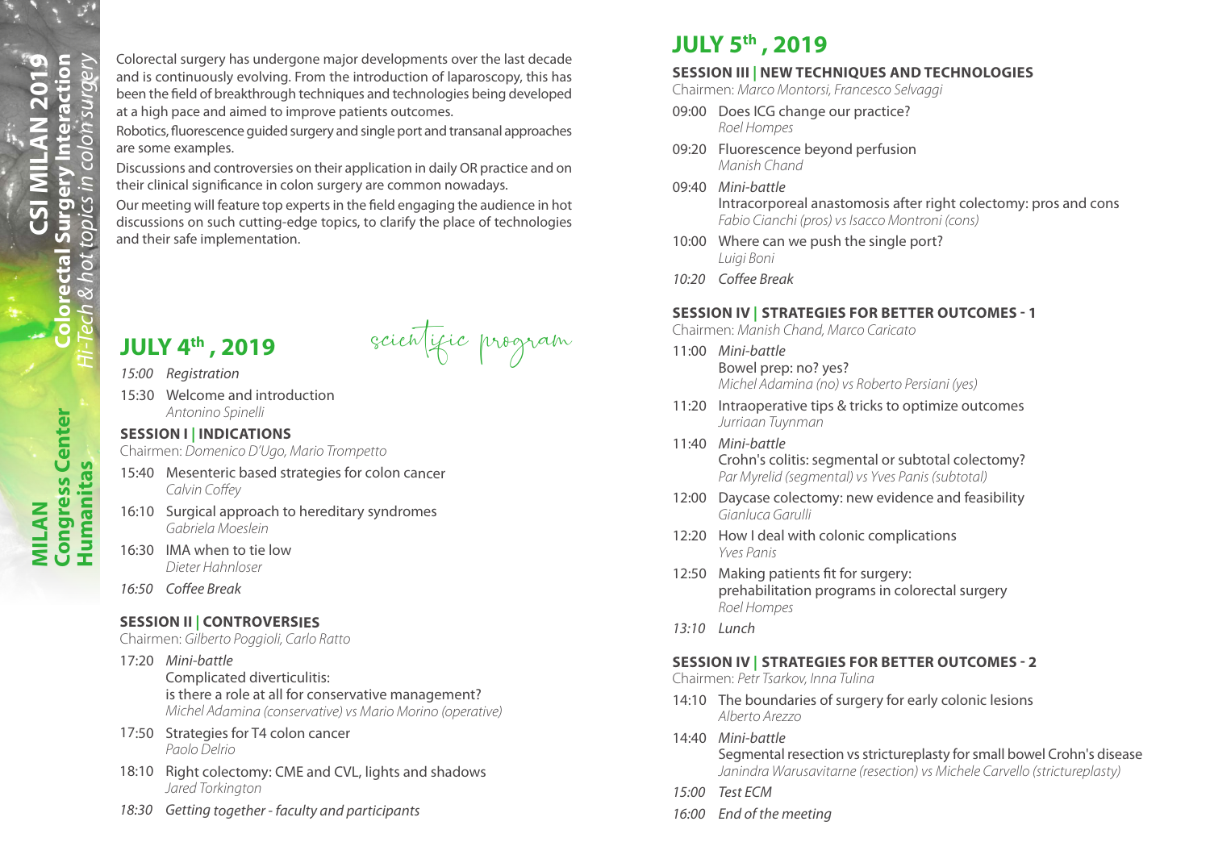CSI MILAN 2019
**Colorectal Surgery Interaction**
*Hi-Tech & hot topics in colon surgery*

**MILAN**
**Congress Center**
**Humanitas**

Colorectal surgery has undergone major developments over the last decade and is continuously evolving. From the introduction of laparoscopy, this has been the field of breakthrough techniques and technologies being developed at a high pace and aimed to improve patients outcomes.

Robotics, fluorescence guided surgery and single port and transanal approaches are some examples.

Discussions and controversies on their application in daily OR practice and on their clinical significance in colon surgery are common nowadays.

Our meeting will feature top experts in the field engaging the audience in hot discussions on such cutting-edge topics, to clarify the place of technologies and their safe implementation.

*scientific program*

## JULY 4th, 2019

*15:00 Registration*

15:30 Welcome and introduction
*Antonino Spinelli*

### SESSION I | INDICATIONS

Chairmen: *Domenico D'Ugo, Mario Trompetto*

15:40 Mesenteric based strategies for colon cancer
*Calvin Coffey*

16:10 Surgical approach to hereditary syndromes
*Gabriela Moeslein*

16:30 IMA when to tie low
*Dieter Hahnloser*

*16:50 Coffee Break*

### SESSION II | CONTROVERSIES

Chairmen: *Gilberto Poggioli, Carlo Ratto*

17:20 *Mini-battle*
Complicated diverticulitis:
is there a role at all for conservative management?
*Michel Adamina (conservative) vs Mario Morino (operative)*

17:50 Strategies for T4 colon cancer
*Paolo Delrio*

18:10 Right colectomy: CME and CVL, lights and shadows
*Jared Torkington*

*18:30 Getting together - faculty and participants*

## JULY 5th, 2019

### SESSION III | NEW TECHNIQUES AND TECHNOLOGIES

Chairmen: *Marco Montorsi, Francesco Selvaggi*

09:00 Does ICG change our practice?
*Roel Hompes*

09:20 Fluorescence beyond perfusion
*Manish Chand*

09:40 *Mini-battle*
Intracorporeal anastomosis after right colectomy: pros and cons
*Fabio Cianchi (pros) vs Isacco Montroni (cons)*

10:00 Where can we push the single port?
*Luigi Boni*

*10:20 Coffee Break*

### SESSION IV | STRATEGIES FOR BETTER OUTCOMES - 1

Chairmen: *Manish Chand, Marco Caricato*

11:00 *Mini-battle*
Bowel prep: no? yes?
*Michel Adamina (no) vs Roberto Persiani (yes)*

11:20 Intraoperative tips & tricks to optimize outcomes
*Jurriaan Tuynman*

11:40 *Mini-battle*
Crohn's colitis: segmental or subtotal colectomy?
*Par Myrelid (segmental) vs Yves Panis (subtotal)*

12:00 Daycase colectomy: new evidence and feasibility
*Gianluca Garulli*

12:20 How I deal with colonic complications
*Yves Panis*

12:50 Making patients fit for surgery:
prehabilitation programs in colorectal surgery
*Roel Hompes*

*13:10 Lunch*

### SESSION IV | STRATEGIES FOR BETTER OUTCOMES - 2

Chairmen: *Petr Tsarkov, Inna Tulina*

14:10 The boundaries of surgery for early colonic lesions
*Alberto Arezzo*

14:40 *Mini-battle*
Segmental resection vs strictureplasty for small bowel Crohn's disease
*Janindra Warusavitarne (resection) vs Michele Carvello (strictureplasty)*

*15:00 Test ECM*

*16:00 End of the meeting*